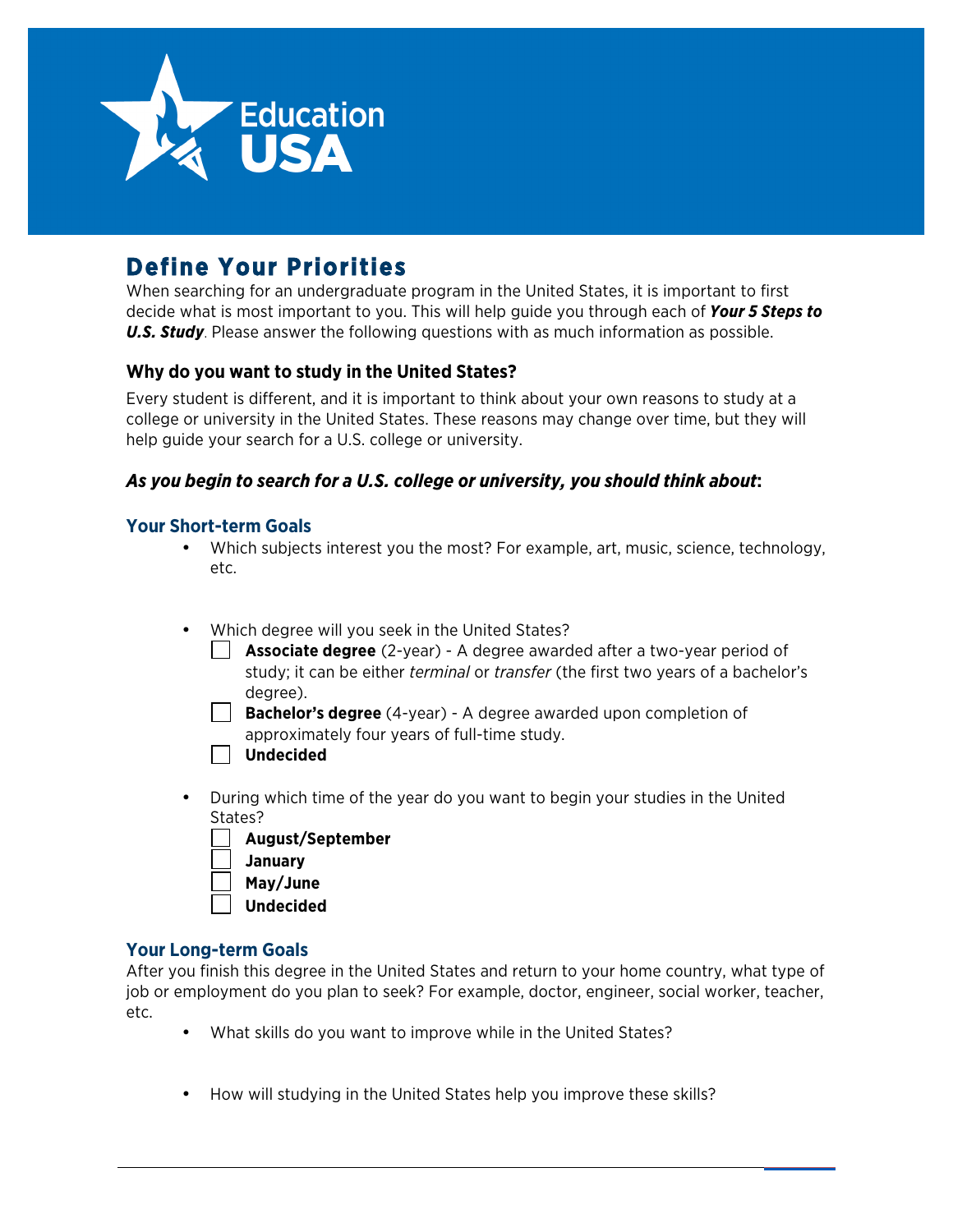# Define Your Priorities

When searching for an undergraduate program in the United States, it is important to first decide what is most important to you. This will help guide you through each of ***Your 5 Steps to U.S. Study***. Please answer the following questions with as much information as possible.

### Why do you want to study in the United States?

Every student is different, and it is important to think about your own reasons to study at a college or university in the United States. These reasons may change over time, but they will help guide your search for a U.S. college or university.

### *As you begin to search for a U.S. college or university, you should think about*:

## Your Short-term Goals

- Which subjects interest you the most? For example, art, music, science, technology, etc.

- Which degree will you seek in the United States?
  - ☐ **Associate degree** (2-year) - A degree awarded after a two-year period of study; it can be either *terminal* or *transfer* (the first two years of a bachelor's degree).
  - ☐ **Bachelor's degree** (4-year) - A degree awarded upon completion of approximately four years of full-time study.
  - ☐ **Undecided**

- During which time of the year do you want to begin your studies in the United States?
  - ☐ **August/September**
  - ☐ **January**
  - ☐ **May/June**
  - ☐ **Undecided**

## Your Long-term Goals

After you finish this degree in the United States and return to your home country, what type of job or employment do you plan to seek? For example, doctor, engineer, social worker, teacher, etc.

- What skills do you want to improve while in the United States?

- How will studying in the United States help you improve these skills?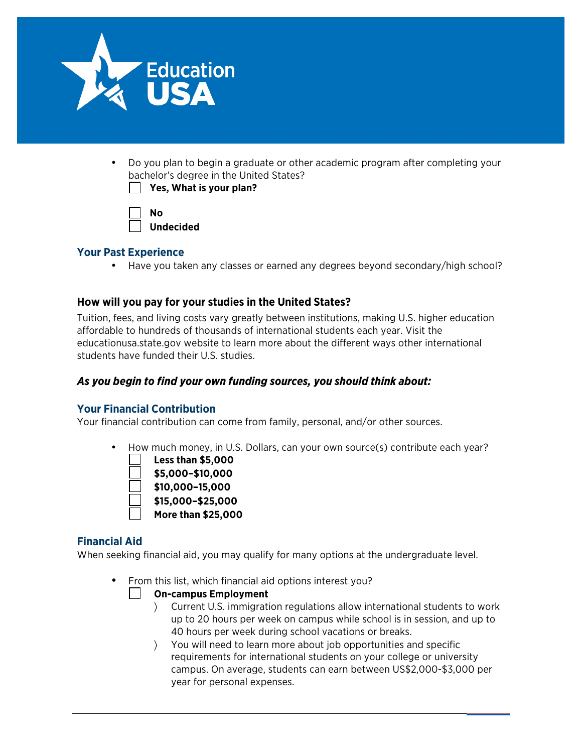- Do you plan to begin a graduate or other academic program after completing your bachelor's degree in the United States?
  - ☐ **Yes, What is your plan?**
  - ☐ **No**
  - ☐ **Undecided**

### Your Past Experience

- Have you taken any classes or earned any degrees beyond secondary/high school?

### How will you pay for your studies in the United States?

Tuition, fees, and living costs vary greatly between institutions, making U.S. higher education affordable to hundreds of thousands of international students each year. Visit the educationusa.state.gov website to learn more about the different ways other international students have funded their U.S. studies.

***As you begin to find your own funding sources, you should think about:***

### Your Financial Contribution

Your financial contribution can come from family, personal, and/or other sources.

- How much money, in U.S. Dollars, can your own source(s) contribute each year?
  - ☐ **Less than $5,000**
  - ☐ **$5,000–$10,000**
  - ☐ **$10,000–15,000**
  - ☐ **$15,000–$25,000**
  - ☐ **More than $25,000**

### Financial Aid

When seeking financial aid, you may qualify for many options at the undergraduate level.

- From this list, which financial aid options interest you?
  - ☐ **On-campus Employment**
    - Current U.S. immigration regulations allow international students to work up to 20 hours per week on campus while school is in session, and up to 40 hours per week during school vacations or breaks.
    - You will need to learn more about job opportunities and specific requirements for international students on your college or university campus. On average, students can earn between US$2,000-$3,000 per year for personal expenses.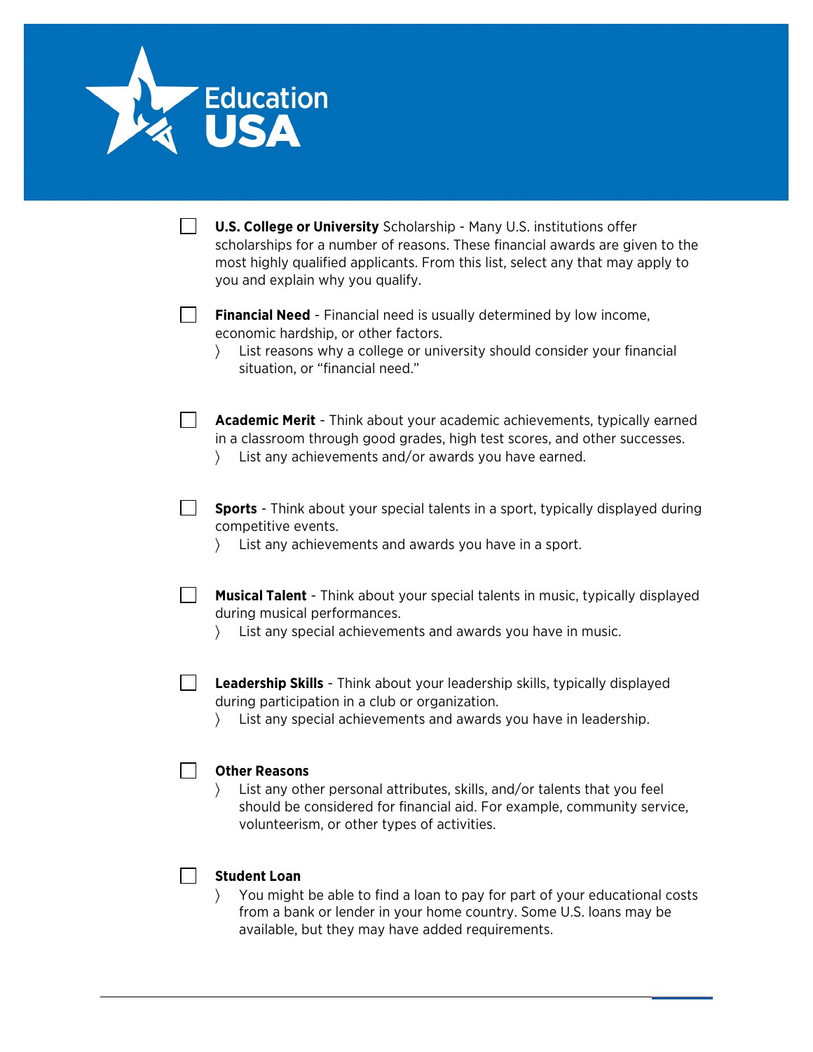- [ ] **U.S. College or University** Scholarship - Many U.S. institutions offer scholarships for a number of reasons. These financial awards are given to the most highly qualified applicants. From this list, select any that may apply to you and explain why you qualify.

- [ ] **Financial Need** - Financial need is usually determined by low income, economic hardship, or other factors.
  - List reasons why a college or university should consider your financial situation, or "financial need."

- [ ] **Academic Merit** - Think about your academic achievements, typically earned in a classroom through good grades, high test scores, and other successes.
  - List any achievements and/or awards you have earned.

- [ ] **Sports** - Think about your special talents in a sport, typically displayed during competitive events.
  - List any achievements and awards you have in a sport.

- [ ] **Musical Talent** - Think about your special talents in music, typically displayed during musical performances.
  - List any special achievements and awards you have in music.

- [ ] **Leadership Skills** - Think about your leadership skills, typically displayed during participation in a club or organization.
  - List any special achievements and awards you have in leadership.

- [ ] **Other Reasons**
  - List any other personal attributes, skills, and/or talents that you feel should be considered for financial aid. For example, community service, volunteerism, or other types of activities.

- [ ] **Student Loan**
  - You might be able to find a loan to pay for part of your educational costs from a bank or lender in your home country. Some U.S. loans may be available, but they may have added requirements.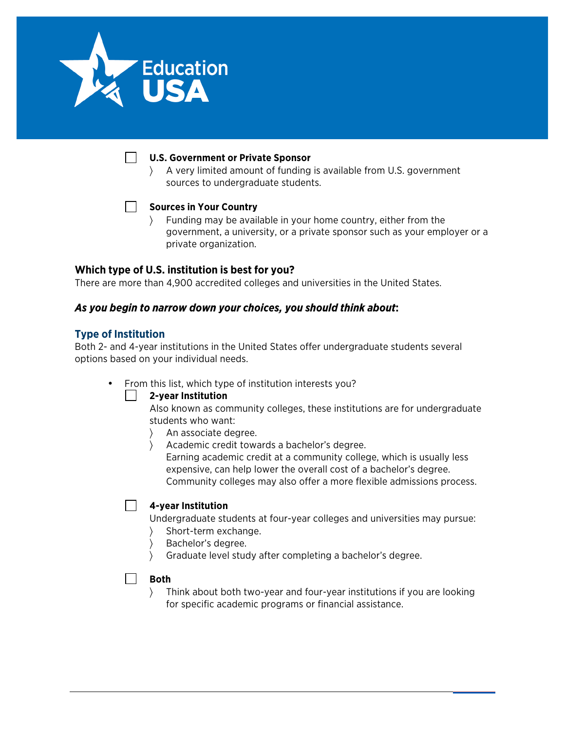- [ ] **U.S. Government or Private Sponsor**
  - 〉 A very limited amount of funding is available from U.S. government sources to undergraduate students.

- [ ] **Sources in Your Country**
  - 〉 Funding may be available in your home country, either from the government, a university, or a private sponsor such as your employer or a private organization.

### Which type of U.S. institution is best for you?

There are more than 4,900 accredited colleges and universities in the United States.

***As you begin to narrow down your choices, you should think about*:**

### Type of Institution

Both 2- and 4-year institutions in the United States offer undergraduate students several options based on your individual needs.

- From this list, which type of institution interests you?
  - [ ] **2-year Institution**
    Also known as community colleges, these institutions are for undergraduate students who want:
    - 〉 An associate degree.
    - 〉 Academic credit towards a bachelor's degree.
      Earning academic credit at a community college, which is usually less expensive, can help lower the overall cost of a bachelor's degree. Community colleges may also offer a more flexible admissions process.
  - [ ] **4-year Institution**
    Undergraduate students at four-year colleges and universities may pursue:
    - 〉 Short-term exchange.
    - 〉 Bachelor's degree.
    - 〉 Graduate level study after completing a bachelor's degree.
  - [ ] **Both**
    - 〉 Think about both two-year and four-year institutions if you are looking for specific academic programs or financial assistance.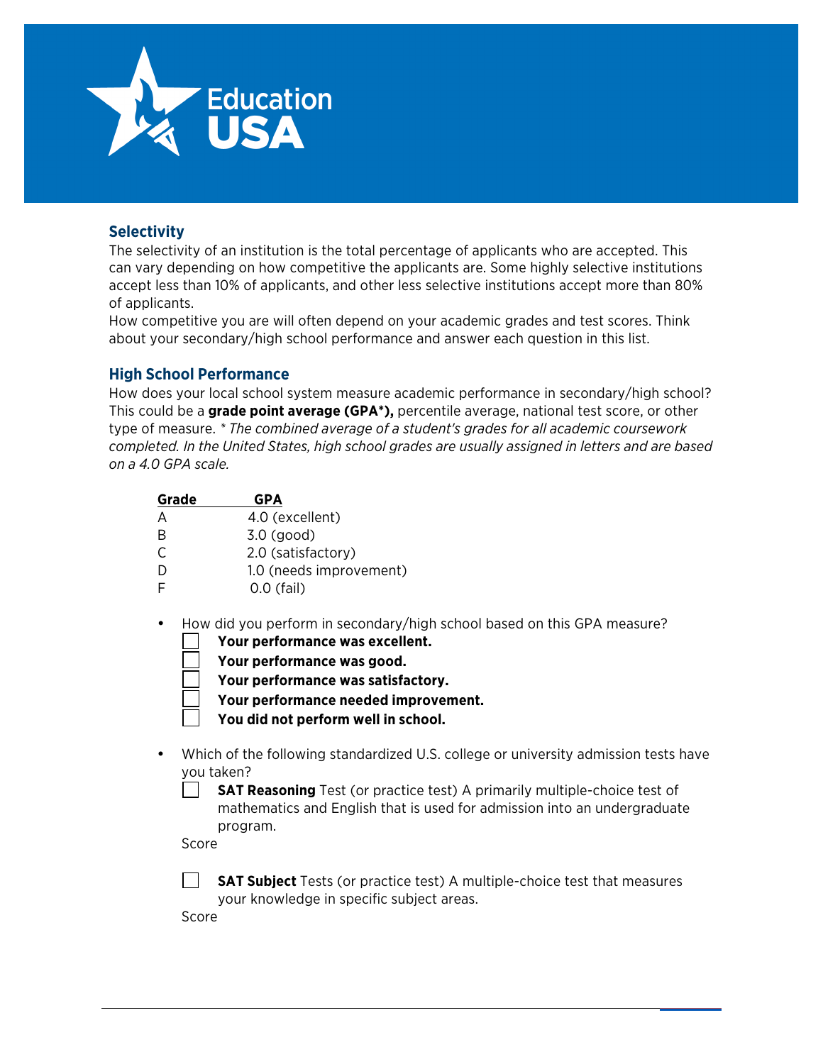## Selectivity

The selectivity of an institution is the total percentage of applicants who are accepted. This can vary depending on how competitive the applicants are. Some highly selective institutions accept less than 10% of applicants, and other less selective institutions accept more than 80% of applicants.

How competitive you are will often depend on your academic grades and test scores. Think about your secondary/high school performance and answer each question in this list.

## High School Performance

How does your local school system measure academic performance in secondary/high school? This could be a **grade point average (GPA*),** percentile average, national test score, or other type of measure. *\* The combined average of a student's grades for all academic coursework completed. In the United States, high school grades are usually assigned in letters and are based on a 4.0 GPA scale.*

| Grade | GPA |
|---|---|
| A | 4.0 (excellent) |
| B | 3.0 (good) |
| C | 2.0 (satisfactory) |
| D | 1.0 (needs improvement) |
| F | 0.0 (fail) |

- How did you perform in secondary/high school based on this GPA measure?
  - ☐ **Your performance was excellent.**
  - ☐ **Your performance was good.**
  - ☐ **Your performance was satisfactory.**
  - ☐ **Your performance needed improvement.**
  - ☐ **You did not perform well in school.**

- Which of the following standardized U.S. college or university admission tests have you taken?
  - ☐ **SAT Reasoning** Test (or practice test) A primarily multiple-choice test of mathematics and English that is used for admission into an undergraduate program.

    Score

  - ☐ **SAT Subject** Tests (or practice test) A multiple-choice test that measures your knowledge in specific subject areas.

    Score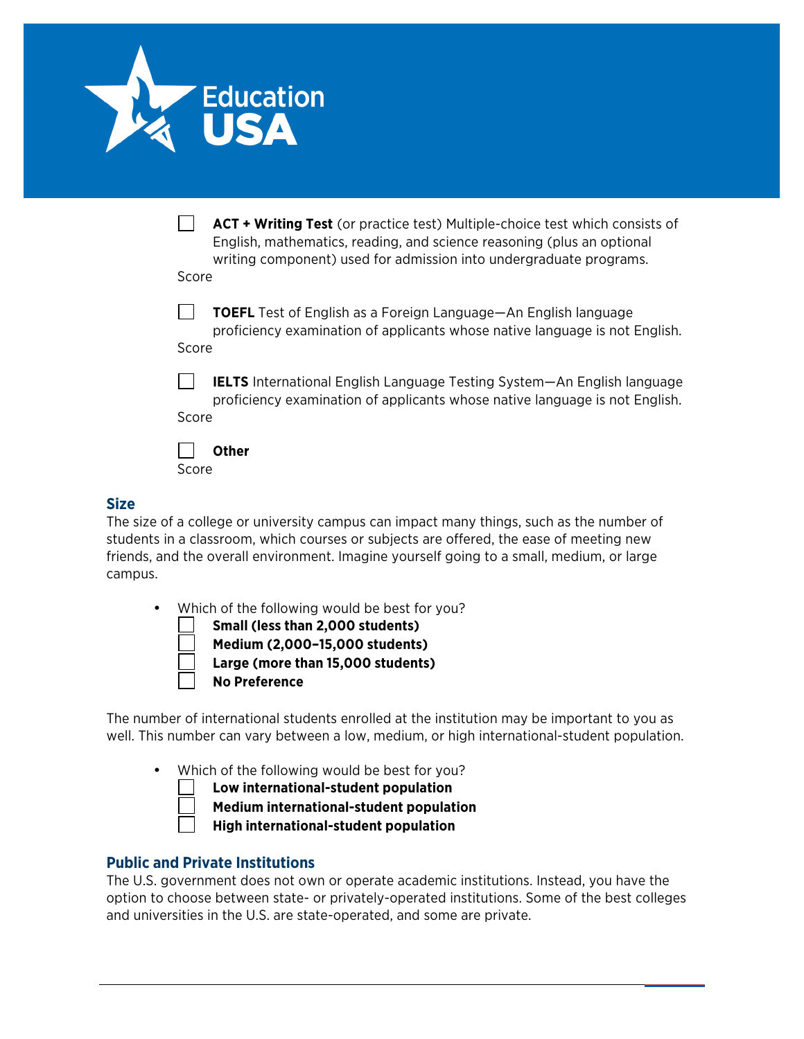- [ ] **ACT + Writing Test** (or practice test) Multiple-choice test which consists of English, mathematics, reading, and science reasoning (plus an optional writing component) used for admission into undergraduate programs.

Score

- [ ] **TOEFL** Test of English as a Foreign Language—An English language proficiency examination of applicants whose native language is not English.

Score

- [ ] **IELTS** International English Language Testing System—An English language proficiency examination of applicants whose native language is not English.

Score

- [ ] **Other**

Score

## Size

The size of a college or university campus can impact many things, such as the number of students in a classroom, which courses or subjects are offered, the ease of meeting new friends, and the overall environment. Imagine yourself going to a small, medium, or large campus.

- Which of the following would be best for you?
  - [ ] **Small (less than 2,000 students)**
  - [ ] **Medium (2,000–15,000 students)**
  - [ ] **Large (more than 15,000 students)**
  - [ ] **No Preference**

The number of international students enrolled at the institution may be important to you as well. This number can vary between a low, medium, or high international-student population.

- Which of the following would be best for you?
  - [ ] **Low international-student population**
  - [ ] **Medium international-student population**
  - [ ] **High international-student population**

## Public and Private Institutions

The U.S. government does not own or operate academic institutions. Instead, you have the option to choose between state- or privately-operated institutions. Some of the best colleges and universities in the U.S. are state-operated, and some are private.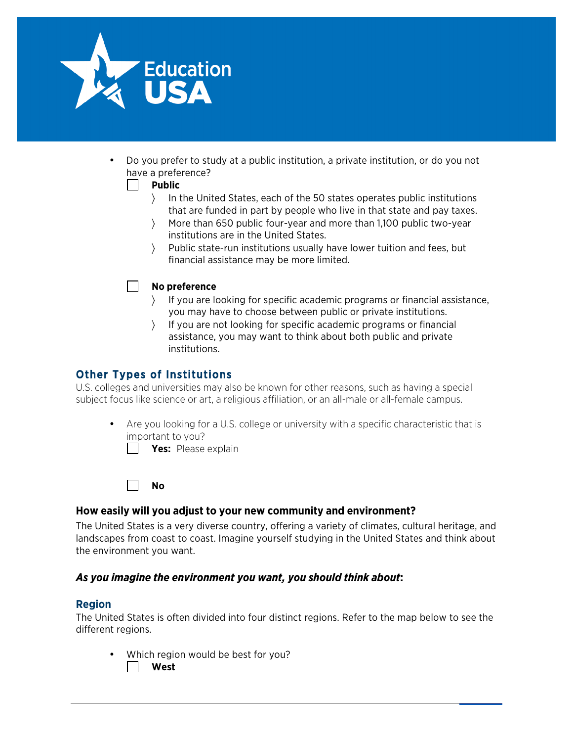- Do you prefer to study at a public institution, a private institution, or do you not have a preference?
  - ☐ **Public**
    - In the United States, each of the 50 states operates public institutions that are funded in part by people who live in that state and pay taxes.
    - More than 650 public four-year and more than 1,100 public two-year institutions are in the United States.
    - Public state-run institutions usually have lower tuition and fees, but financial assistance may be more limited.
  - ☐ **No preference**
    - If you are looking for specific academic programs or financial assistance, you may have to choose between public or private institutions.
    - If you are not looking for specific academic programs or financial assistance, you may want to think about both public and private institutions.

### Other Types of Institutions

U.S. colleges and universities may also be known for other reasons, such as having a special subject focus like science or art, a religious affiliation, or an all-male or all-female campus.

- Are you looking for a U.S. college or university with a specific characteristic that is important to you?
  - ☐ **Yes:** Please explain
  - ☐ **No**

## How easily will you adjust to your new community and environment?

The United States is a very diverse country, offering a variety of climates, cultural heritage, and landscapes from coast to coast. Imagine yourself studying in the United States and think about the environment you want.

***As you imagine the environment you want, you should think about*:**

### Region

The United States is often divided into four distinct regions. Refer to the map below to see the different regions.

- Which region would be best for you?
  - ☐ **West**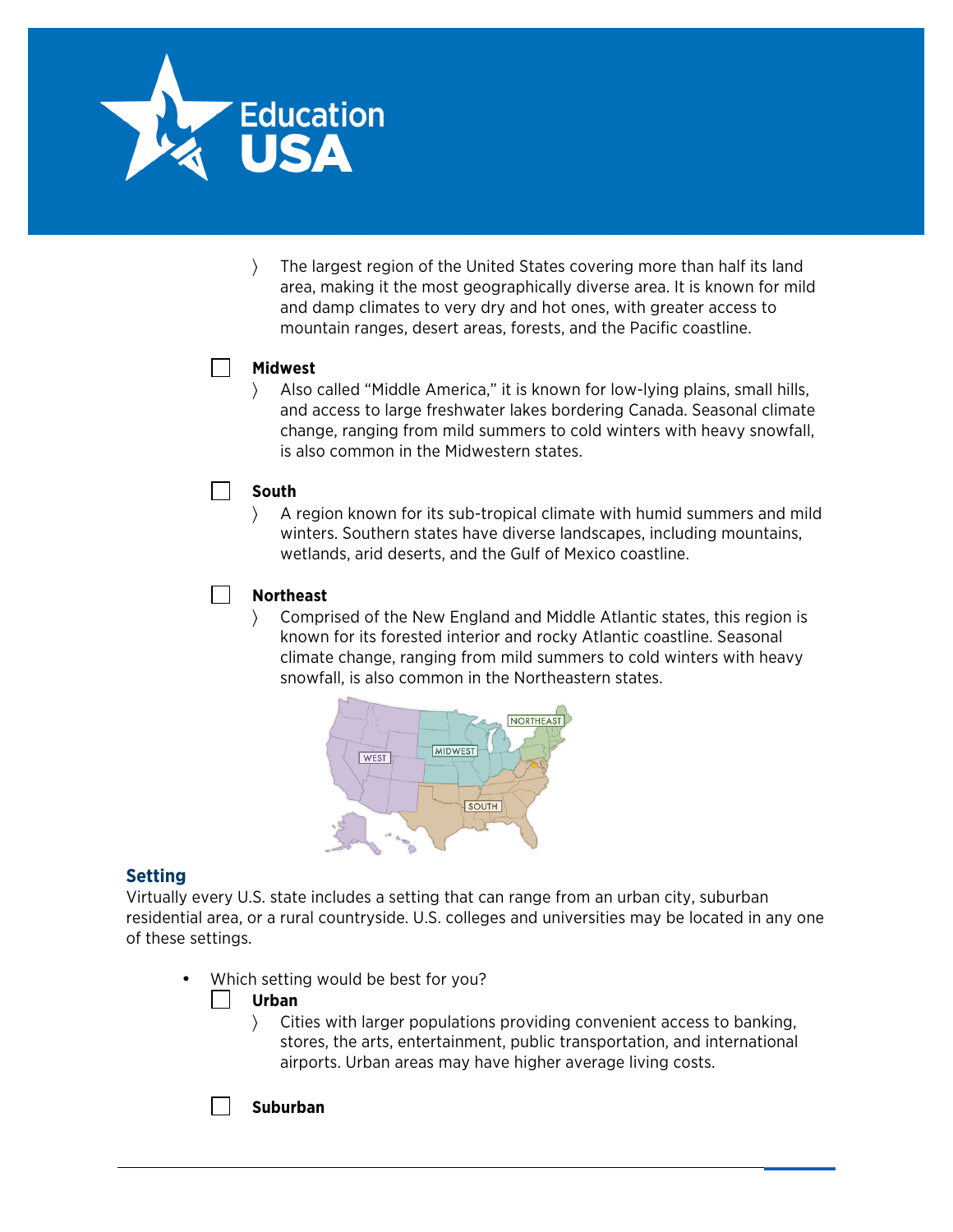- The largest region of the United States covering more than half its land area, making it the most geographically diverse area. It is known for mild and damp climates to very dry and hot ones, with greater access to mountain ranges, desert areas, forests, and the Pacific coastline.

☐ **Midwest**

- Also called "Middle America," it is known for low-lying plains, small hills, and access to large freshwater lakes bordering Canada. Seasonal climate change, ranging from mild summers to cold winters with heavy snowfall, is also common in the Midwestern states.

☐ **South**

- A region known for its sub-tropical climate with humid summers and mild winters. Southern states have diverse landscapes, including mountains, wetlands, arid deserts, and the Gulf of Mexico coastline.

☐ **Northeast**

- Comprised of the New England and Middle Atlantic states, this region is known for its forested interior and rocky Atlantic coastline. Seasonal climate change, ranging from mild summers to cold winters with heavy snowfall, is also common in the Northeastern states.

## Setting

Virtually every U.S. state includes a setting that can range from an urban city, suburban residential area, or a rural countryside. U.S. colleges and universities may be located in any one of these settings.

- Which setting would be best for you?

  ☐ **Urban**

  - Cities with larger populations providing convenient access to banking, stores, the arts, entertainment, public transportation, and international airports. Urban areas may have higher average living costs.

  ☐ **Suburban**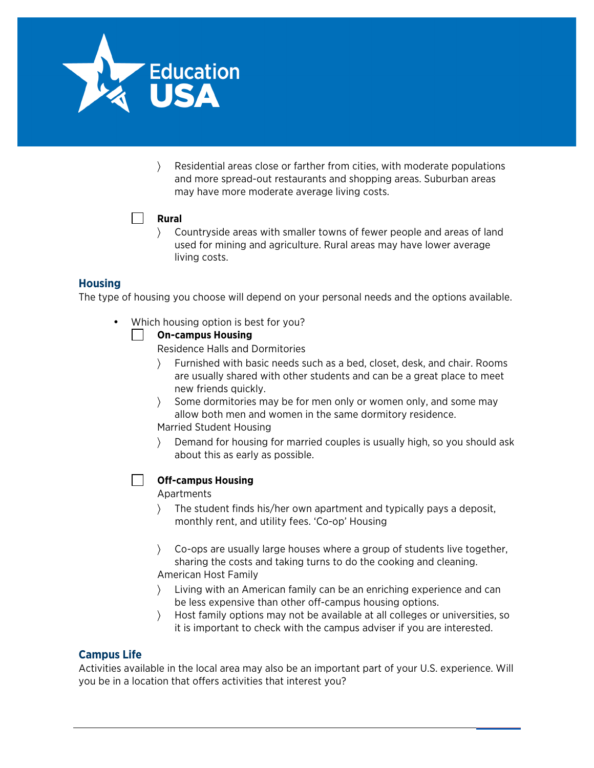- Residential areas close or farther from cities, with moderate populations and more spread-out restaurants and shopping areas. Suburban areas may have more moderate average living costs.

☐ **Rural**

- Countryside areas with smaller towns of fewer people and areas of land used for mining and agriculture. Rural areas may have lower average living costs.

## Housing

The type of housing you choose will depend on your personal needs and the options available.

- Which housing option is best for you?

  ☐ **On-campus Housing**

  Residence Halls and Dormitories

  - Furnished with basic needs such as a bed, closet, desk, and chair. Rooms are usually shared with other students and can be a great place to meet new friends quickly.
  - Some dormitories may be for men only or women only, and some may allow both men and women in the same dormitory residence.

  Married Student Housing

  - Demand for housing for married couples is usually high, so you should ask about this as early as possible.

  ☐ **Off-campus Housing**

  Apartments

  - The student finds his/her own apartment and typically pays a deposit, monthly rent, and utility fees. 'Co-op' Housing

  - Co-ops are usually large houses where a group of students live together, sharing the costs and taking turns to do the cooking and cleaning.

  American Host Family

  - Living with an American family can be an enriching experience and can be less expensive than other off-campus housing options.
  - Host family options may not be available at all colleges or universities, so it is important to check with the campus adviser if you are interested.

## Campus Life

Activities available in the local area may also be an important part of your U.S. experience. Will you be in a location that offers activities that interest you?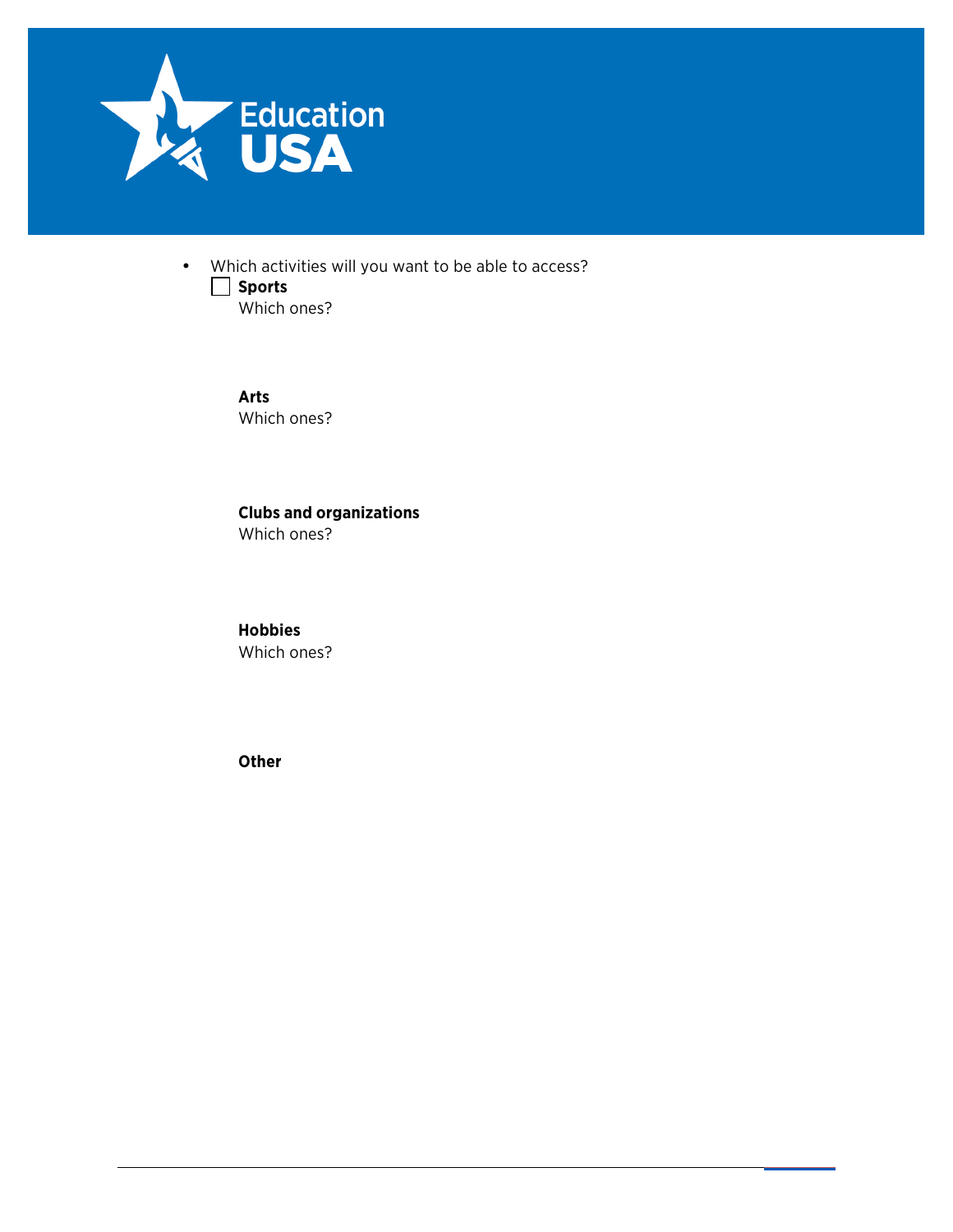- Which activities will you want to be able to access?

  ☐ **Sports**
  Which ones?

  **Arts**
  Which ones?

  **Clubs and organizations**
  Which ones?

  **Hobbies**
  Which ones?

  **Other**